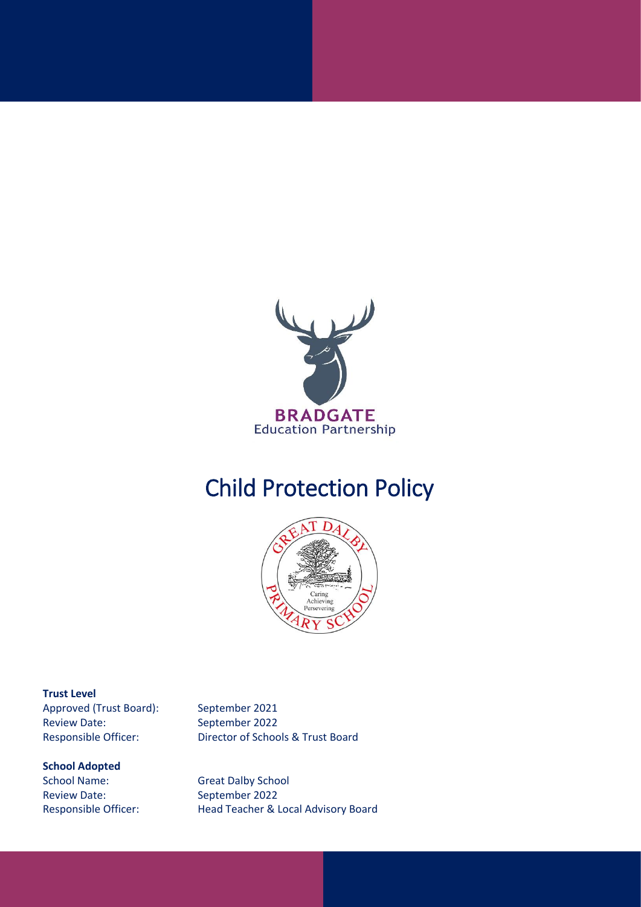BRADGATE
Education Partnership

# Child Protection Policy

**Trust Level**

| | |
|---|---|
| Approved (Trust Board): | September 2021 |
| Review Date: | September 2022 |
| Responsible Officer: | Director of Schools & Trust Board |

**School Adopted**

| | |
|---|---|
| School Name: | Great Dalby School |
| Review Date: | September 2022 |
| Responsible Officer: | Head Teacher & Local Advisory Board |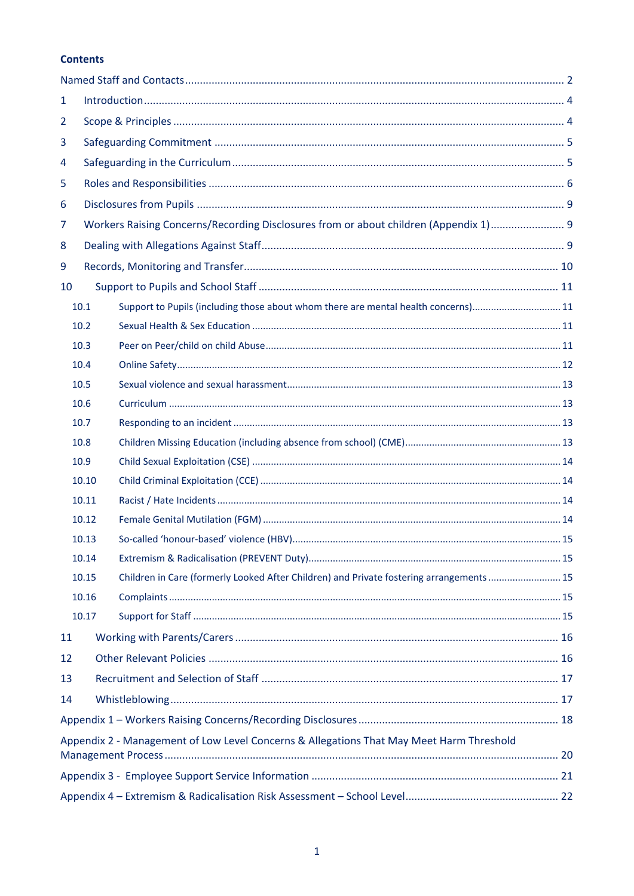**Contents**

Named Staff and Contacts ........................................................................................................ 2

1 Introduction ........................................................................................................................ 4

2 Scope & Principles ............................................................................................................... 4

3 Safeguarding Commitment ................................................................................................. 5

4 Safeguarding in the Curriculum ........................................................................................... 5

5 Roles and Responsibilities .................................................................................................. 6

6 Disclosures from Pupils ....................................................................................................... 9

7 Workers Raising Concerns/Recording Disclosures from or about children (Appendix 1) ......................... 9

8 Dealing with Allegations Against Staff ................................................................................ 9

9 Records, Monitoring and Transfer ...................................................................................... 10

10 Support to Pupils and School Staff .................................................................................. 11

10.1 Support to Pupils (including those about whom there are mental health concerns) ................................ 11

10.2 Sexual Health & Sex Education ..................................................................................... 11

10.3 Peer on Peer/child on child Abuse ................................................................................. 11

10.4 Online Safety .................................................................................................................. 12

10.5 Sexual violence and sexual harassment ......................................................................... 13

10.6 Curriculum ..................................................................................................................... 13

10.7 Responding to an incident .............................................................................................. 13

10.8 Children Missing Education (including absence from school) (CME) ............................. 13

10.9 Child Sexual Exploitation (CSE) ..................................................................................... 14

10.10 Child Criminal Exploitation (CCE) ................................................................................ 14

10.11 Racist / Hate Incidents ................................................................................................. 14

10.12 Female Genital Mutilation (FGM) ................................................................................. 14

10.13 So-called 'honour-based' violence (HBV) ..................................................................... 15

10.14 Extremism & Radicalisation (PREVENT Duty) ............................................................. 15

10.15 Children in Care (formerly Looked After Children) and Private fostering arrangements .......................... 15

10.16 Complaints ................................................................................................................... 15

10.17 Support for Staff ........................................................................................................... 15

11 Working with Parents/Carers ............................................................................................ 16

12 Other Relevant Policies .................................................................................................... 16

13 Recruitment and Selection of Staff .................................................................................. 17

14 Whistleblowing ................................................................................................................. 17

Appendix 1 – Workers Raising Concerns/Recording Disclosures ............................................ 18

Appendix 2 - Management of Low Level Concerns & Allegations That May Meet Harm Threshold Management Process ......................................................................................................... 20

Appendix 3 - Employee Support Service Information ............................................................. 21

Appendix 4 – Extremism & Radicalisation Risk Assessment – School Level ............................ 22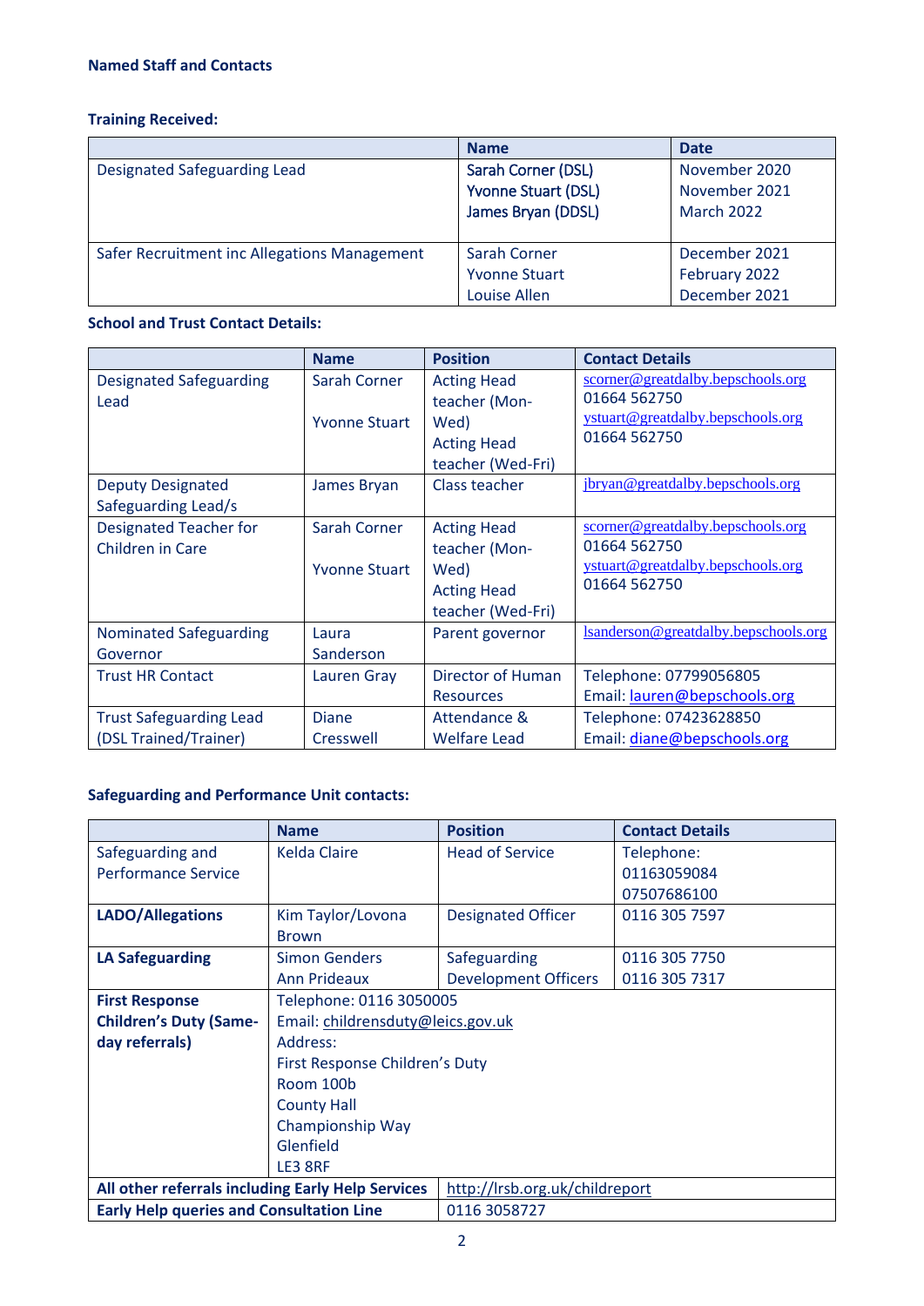**Named Staff and Contacts**

**Training Received:**

| | Name | Date |
|---|---|---|
| Designated Safeguarding Lead | Sarah Corner (DSL)<br>Yvonne Stuart (DSL)<br>James Bryan (DDSL) | November 2020<br>November 2021<br>March 2022 |
| Safer Recruitment inc Allegations Management | Sarah Corner<br>Yvonne Stuart<br>Louise Allen | December 2021<br>February 2022<br>December 2021 |

**School and Trust Contact Details:**

| | Name | Position | Contact Details |
|---|---|---|---|
| Designated Safeguarding Lead | Sarah Corner<br><br>Yvonne Stuart | Acting Head teacher (Mon-Wed)<br>Acting Head teacher (Wed-Fri) | scorner@greatdalby.bepschools.org<br>01664 562750<br>ystuart@greatdalby.bepschools.org<br>01664 562750 |
| Deputy Designated Safeguarding Lead/s | James Bryan | Class teacher | jbryan@greatdalby.bepschools.org |
| Designated Teacher for Children in Care | Sarah Corner<br><br>Yvonne Stuart | Acting Head teacher (Mon-Wed)<br>Acting Head teacher (Wed-Fri) | scorner@greatdalby.bepschools.org<br>01664 562750<br>ystuart@greatdalby.bepschools.org<br>01664 562750 |
| Nominated Safeguarding Governor | Laura Sanderson | Parent governor | lsanderson@greatdalby.bepschools.org |
| Trust HR Contact | Lauren Gray | Director of Human Resources | Telephone: 07799056805<br>Email: lauren@bepschools.org |
| Trust Safeguarding Lead (DSL Trained/Trainer) | Diane Cresswell | Attendance & Welfare Lead | Telephone: 07423628850<br>Email: diane@bepschools.org |

**Safeguarding and Performance Unit contacts:**

| | Name | Position | Contact Details |
|---|---|---|---|
| Safeguarding and Performance Service | Kelda Claire | Head of Service | Telephone:<br>01163059084<br>07507686100 |
| **LADO/Allegations** | Kim Taylor/Lovona Brown | Designated Officer | 0116 305 7597 |
| **LA Safeguarding** | Simon Genders<br>Ann Prideaux | Safeguarding Development Officers | 0116 305 7750<br>0116 305 7317 |
| **First Response Children's Duty (Same-day referrals)** | Telephone: 0116 3050005<br>Email: childrensduty@leics.gov.uk<br>Address:<br>First Response Children's Duty<br>Room 100b<br>County Hall<br>Championship Way<br>Glenfield<br>LE3 8RF | | |
| **All other referrals including Early Help Services** | | http://lrsb.org.uk/childreport | |
| **Early Help queries and Consultation Line** | | 0116 3058727 | |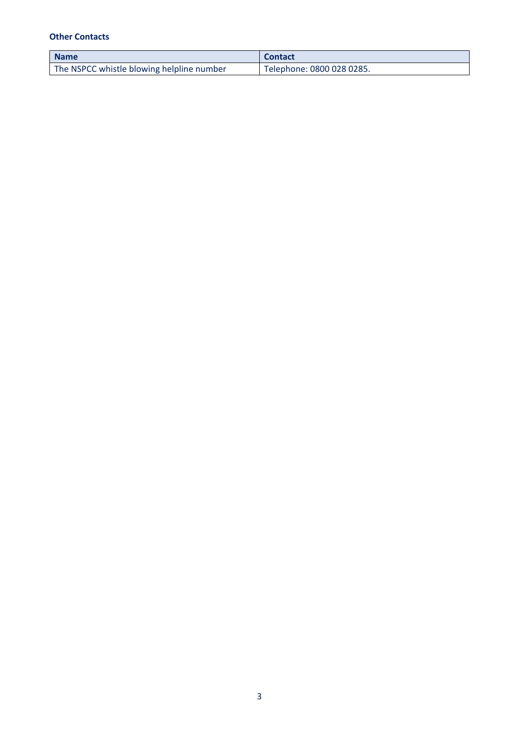**Other Contacts**

| Name | Contact |
| --- | --- |
| The NSPCC whistle blowing helpline number | Telephone: 0800 028 0285. |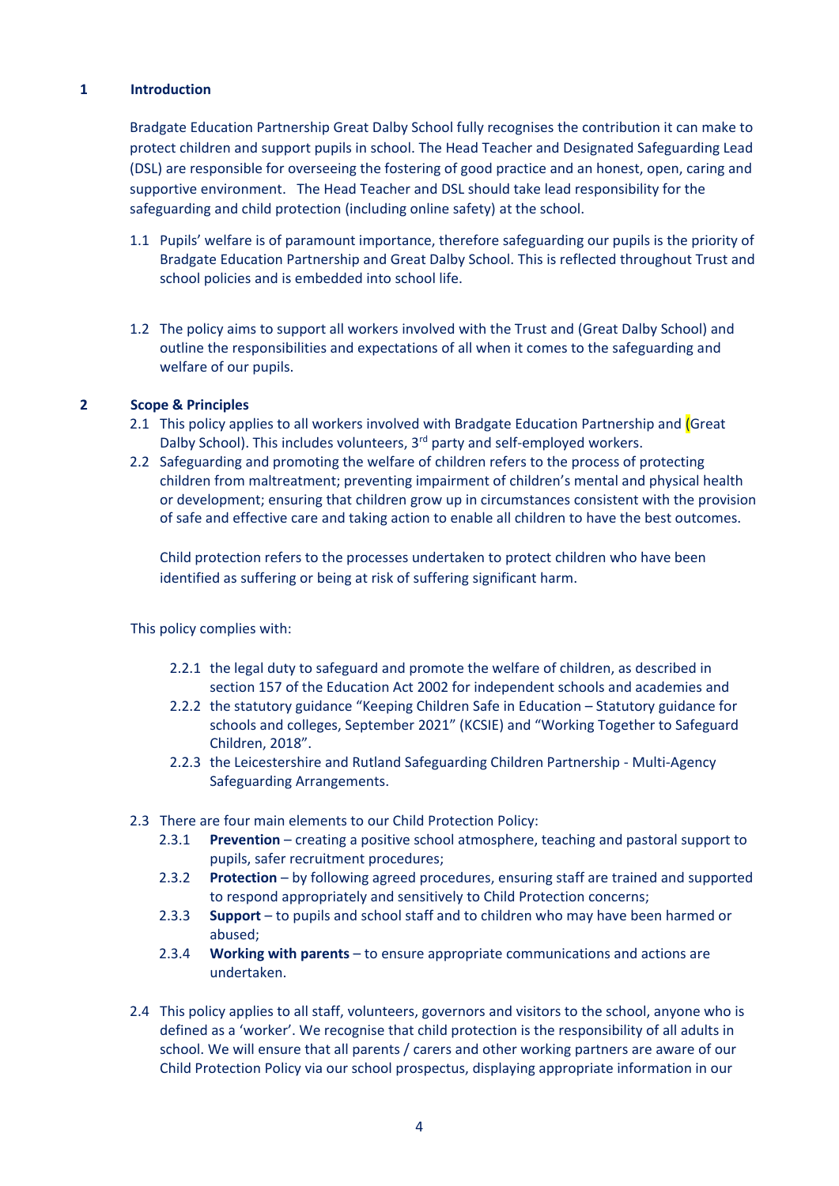## 1 Introduction

Bradgate Education Partnership Great Dalby School fully recognises the contribution it can make to protect children and support pupils in school. The Head Teacher and Designated Safeguarding Lead (DSL) are responsible for overseeing the fostering of good practice and an honest, open, caring and supportive environment. The Head Teacher and DSL should take lead responsibility for the safeguarding and child protection (including online safety) at the school.

1.1 Pupils' welfare is of paramount importance, therefore safeguarding our pupils is the priority of Bradgate Education Partnership and Great Dalby School. This is reflected throughout Trust and school policies and is embedded into school life.

1.2 The policy aims to support all workers involved with the Trust and (Great Dalby School) and outline the responsibilities and expectations of all when it comes to the safeguarding and welfare of our pupils.

## 2 Scope & Principles

2.1 This policy applies to all workers involved with Bradgate Education Partnership and (Great Dalby School). This includes volunteers, 3rd party and self-employed workers.

2.2 Safeguarding and promoting the welfare of children refers to the process of protecting children from maltreatment; preventing impairment of children's mental and physical health or development; ensuring that children grow up in circumstances consistent with the provision of safe and effective care and taking action to enable all children to have the best outcomes.

Child protection refers to the processes undertaken to protect children who have been identified as suffering or being at risk of suffering significant harm.

This policy complies with:

2.2.1 the legal duty to safeguard and promote the welfare of children, as described in section 157 of the Education Act 2002 for independent schools and academies and

2.2.2 the statutory guidance "Keeping Children Safe in Education – Statutory guidance for schools and colleges, September 2021" (KCSIE) and "Working Together to Safeguard Children, 2018".

2.2.3 the Leicestershire and Rutland Safeguarding Children Partnership - Multi-Agency Safeguarding Arrangements.

2.3 There are four main elements to our Child Protection Policy:

2.3.1 **Prevention** – creating a positive school atmosphere, teaching and pastoral support to pupils, safer recruitment procedures;

2.3.2 **Protection** – by following agreed procedures, ensuring staff are trained and supported to respond appropriately and sensitively to Child Protection concerns;

2.3.3 **Support** – to pupils and school staff and to children who may have been harmed or abused;

2.3.4 **Working with parents** – to ensure appropriate communications and actions are undertaken.

2.4 This policy applies to all staff, volunteers, governors and visitors to the school, anyone who is defined as a 'worker'. We recognise that child protection is the responsibility of all adults in school. We will ensure that all parents / carers and other working partners are aware of our Child Protection Policy via our school prospectus, displaying appropriate information in our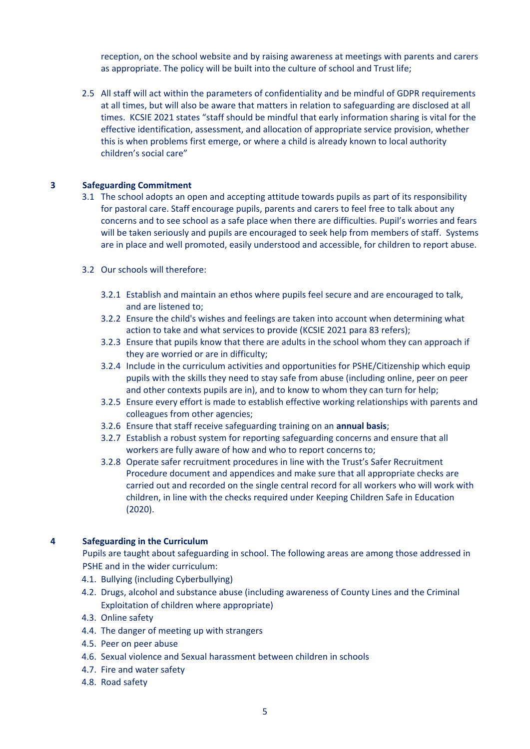reception, on the school website and by raising awareness at meetings with parents and carers as appropriate. The policy will be built into the culture of school and Trust life;

2.5 All staff will act within the parameters of confidentiality and be mindful of GDPR requirements at all times, but will also be aware that matters in relation to safeguarding are disclosed at all times. KCSIE 2021 states “staff should be mindful that early information sharing is vital for the effective identification, assessment, and allocation of appropriate service provision, whether this is when problems first emerge, or where a child is already known to local authority children’s social care”

## 3 Safeguarding Commitment

3.1 The school adopts an open and accepting attitude towards pupils as part of its responsibility for pastoral care. Staff encourage pupils, parents and carers to feel free to talk about any concerns and to see school as a safe place when there are difficulties. Pupil’s worries and fears will be taken seriously and pupils are encouraged to seek help from members of staff. Systems are in place and well promoted, easily understood and accessible, for children to report abuse.

3.2 Our schools will therefore:

3.2.1 Establish and maintain an ethos where pupils feel secure and are encouraged to talk, and are listened to;

3.2.2 Ensure the child's wishes and feelings are taken into account when determining what action to take and what services to provide (KCSIE 2021 para 83 refers);

3.2.3 Ensure that pupils know that there are adults in the school whom they can approach if they are worried or are in difficulty;

3.2.4 Include in the curriculum activities and opportunities for PSHE/Citizenship which equip pupils with the skills they need to stay safe from abuse (including online, peer on peer and other contexts pupils are in), and to know to whom they can turn for help;

3.2.5 Ensure every effort is made to establish effective working relationships with parents and colleagues from other agencies;

3.2.6 Ensure that staff receive safeguarding training on an **annual basis**;

3.2.7 Establish a robust system for reporting safeguarding concerns and ensure that all workers are fully aware of how and who to report concerns to;

3.2.8 Operate safer recruitment procedures in line with the Trust’s Safer Recruitment Procedure document and appendices and make sure that all appropriate checks are carried out and recorded on the single central record for all workers who will work with children, in line with the checks required under Keeping Children Safe in Education (2020).

## 4 Safeguarding in the Curriculum

Pupils are taught about safeguarding in school. The following areas are among those addressed in PSHE and in the wider curriculum:

4.1. Bullying (including Cyberbullying)

4.2. Drugs, alcohol and substance abuse (including awareness of County Lines and the Criminal Exploitation of children where appropriate)

4.3. Online safety

4.4. The danger of meeting up with strangers

4.5. Peer on peer abuse

4.6. Sexual violence and Sexual harassment between children in schools

4.7. Fire and water safety

4.8. Road safety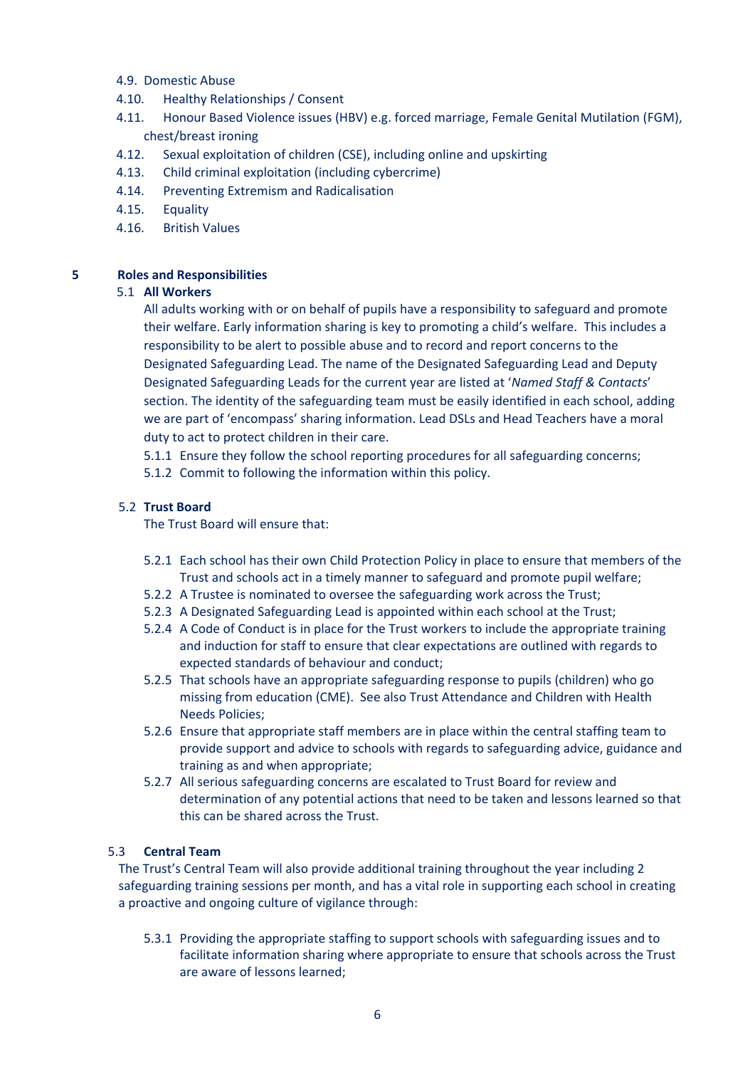4.9. Domestic Abuse
4.10. Healthy Relationships / Consent
4.11. Honour Based Violence issues (HBV) e.g. forced marriage, Female Genital Mutilation (FGM), chest/breast ironing
4.12. Sexual exploitation of children (CSE), including online and upskirting
4.13. Child criminal exploitation (including cybercrime)
4.14. Preventing Extremism and Radicalisation
4.15. Equality
4.16. British Values

## 5 Roles and Responsibilities

### 5.1 All Workers

All adults working with or on behalf of pupils have a responsibility to safeguard and promote their welfare. Early information sharing is key to promoting a child's welfare. This includes a responsibility to be alert to possible abuse and to record and report concerns to the Designated Safeguarding Lead. The name of the Designated Safeguarding Lead and Deputy Designated Safeguarding Leads for the current year are listed at '*Named Staff & Contacts*' section. The identity of the safeguarding team must be easily identified in each school, adding we are part of 'encompass' sharing information. Lead DSLs and Head Teachers have a moral duty to act to protect children in their care.

5.1.1 Ensure they follow the school reporting procedures for all safeguarding concerns;
5.1.2 Commit to following the information within this policy.

### 5.2 Trust Board

The Trust Board will ensure that:

5.2.1 Each school has their own Child Protection Policy in place to ensure that members of the Trust and schools act in a timely manner to safeguard and promote pupil welfare;
5.2.2 A Trustee is nominated to oversee the safeguarding work across the Trust;
5.2.3 A Designated Safeguarding Lead is appointed within each school at the Trust;
5.2.4 A Code of Conduct is in place for the Trust workers to include the appropriate training and induction for staff to ensure that clear expectations are outlined with regards to expected standards of behaviour and conduct;
5.2.5 That schools have an appropriate safeguarding response to pupils (children) who go missing from education (CME). See also Trust Attendance and Children with Health Needs Policies;
5.2.6 Ensure that appropriate staff members are in place within the central staffing team to provide support and advice to schools with regards to safeguarding advice, guidance and training as and when appropriate;
5.2.7 All serious safeguarding concerns are escalated to Trust Board for review and determination of any potential actions that need to be taken and lessons learned so that this can be shared across the Trust.

### 5.3 Central Team

The Trust's Central Team will also provide additional training throughout the year including 2 safeguarding training sessions per month, and has a vital role in supporting each school in creating a proactive and ongoing culture of vigilance through:

5.3.1 Providing the appropriate staffing to support schools with safeguarding issues and to facilitate information sharing where appropriate to ensure that schools across the Trust are aware of lessons learned;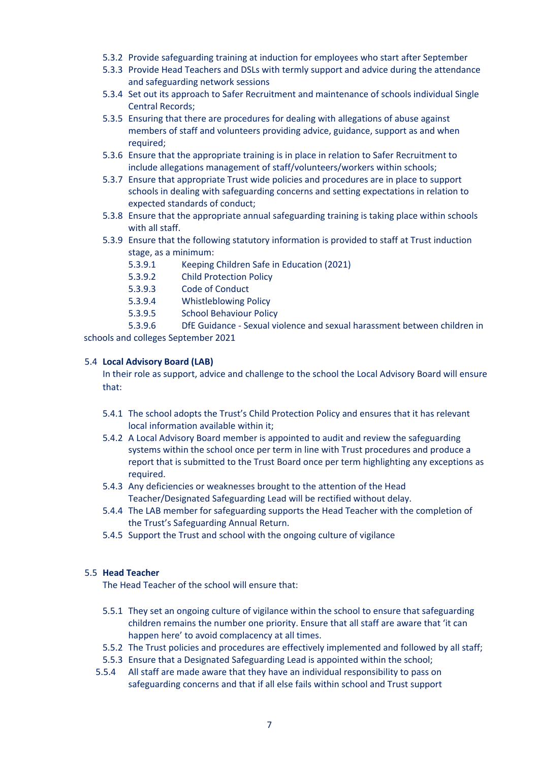5.3.2 Provide safeguarding training at induction for employees who start after September

5.3.3 Provide Head Teachers and DSLs with termly support and advice during the attendance and safeguarding network sessions

5.3.4 Set out its approach to Safer Recruitment and maintenance of schools individual Single Central Records;

5.3.5 Ensuring that there are procedures for dealing with allegations of abuse against members of staff and volunteers providing advice, guidance, support as and when required;

5.3.6 Ensure that the appropriate training is in place in relation to Safer Recruitment to include allegations management of staff/volunteers/workers within schools;

5.3.7 Ensure that appropriate Trust wide policies and procedures are in place to support schools in dealing with safeguarding concerns and setting expectations in relation to expected standards of conduct;

5.3.8 Ensure that the appropriate annual safeguarding training is taking place within schools with all staff.

5.3.9 Ensure that the following statutory information is provided to staff at Trust induction stage, as a minimum:

5.3.9.1 Keeping Children Safe in Education (2021)

5.3.9.2 Child Protection Policy

5.3.9.3 Code of Conduct

5.3.9.4 Whistleblowing Policy

5.3.9.5 School Behaviour Policy

5.3.9.6 DfE Guidance - Sexual violence and sexual harassment between children in schools and colleges September 2021

## 5.4 Local Advisory Board (LAB)

In their role as support, advice and challenge to the school the Local Advisory Board will ensure that:

5.4.1 The school adopts the Trust's Child Protection Policy and ensures that it has relevant local information available within it;

5.4.2 A Local Advisory Board member is appointed to audit and review the safeguarding systems within the school once per term in line with Trust procedures and produce a report that is submitted to the Trust Board once per term highlighting any exceptions as required.

5.4.3 Any deficiencies or weaknesses brought to the attention of the Head Teacher/Designated Safeguarding Lead will be rectified without delay.

5.4.4 The LAB member for safeguarding supports the Head Teacher with the completion of the Trust's Safeguarding Annual Return.

5.4.5 Support the Trust and school with the ongoing culture of vigilance

## 5.5 Head Teacher

The Head Teacher of the school will ensure that:

5.5.1 They set an ongoing culture of vigilance within the school to ensure that safeguarding children remains the number one priority. Ensure that all staff are aware that 'it can happen here' to avoid complacency at all times.

5.5.2 The Trust policies and procedures are effectively implemented and followed by all staff;

5.5.3 Ensure that a Designated Safeguarding Lead is appointed within the school;

5.5.4 All staff are made aware that they have an individual responsibility to pass on safeguarding concerns and that if all else fails within school and Trust support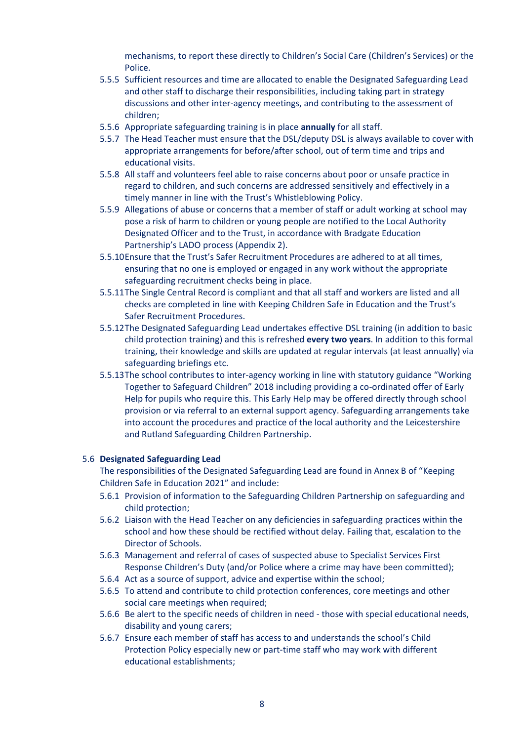mechanisms, to report these directly to Children's Social Care (Children's Services) or the Police.

- 5.5.5 Sufficient resources and time are allocated to enable the Designated Safeguarding Lead and other staff to discharge their responsibilities, including taking part in strategy discussions and other inter-agency meetings, and contributing to the assessment of children;
- 5.5.6 Appropriate safeguarding training is in place **annually** for all staff.
- 5.5.7 The Head Teacher must ensure that the DSL/deputy DSL is always available to cover with appropriate arrangements for before/after school, out of term time and trips and educational visits.
- 5.5.8 All staff and volunteers feel able to raise concerns about poor or unsafe practice in regard to children, and such concerns are addressed sensitively and effectively in a timely manner in line with the Trust's Whistleblowing Policy.
- 5.5.9 Allegations of abuse or concerns that a member of staff or adult working at school may pose a risk of harm to children or young people are notified to the Local Authority Designated Officer and to the Trust, in accordance with Bradgate Education Partnership's LADO process (Appendix 2).
- 5.5.10 Ensure that the Trust's Safer Recruitment Procedures are adhered to at all times, ensuring that no one is employed or engaged in any work without the appropriate safeguarding recruitment checks being in place.
- 5.5.11 The Single Central Record is compliant and that all staff and workers are listed and all checks are completed in line with Keeping Children Safe in Education and the Trust's Safer Recruitment Procedures.
- 5.5.12 The Designated Safeguarding Lead undertakes effective DSL training (in addition to basic child protection training) and this is refreshed **every two years**. In addition to this formal training, their knowledge and skills are updated at regular intervals (at least annually) via safeguarding briefings etc.
- 5.5.13 The school contributes to inter-agency working in line with statutory guidance "Working Together to Safeguard Children" 2018 including providing a co-ordinated offer of Early Help for pupils who require this. This Early Help may be offered directly through school provision or via referral to an external support agency. Safeguarding arrangements take into account the procedures and practice of the local authority and the Leicestershire and Rutland Safeguarding Children Partnership.

### 5.6 Designated Safeguarding Lead

The responsibilities of the Designated Safeguarding Lead are found in Annex B of "Keeping Children Safe in Education 2021" and include:

- 5.6.1 Provision of information to the Safeguarding Children Partnership on safeguarding and child protection;
- 5.6.2 Liaison with the Head Teacher on any deficiencies in safeguarding practices within the school and how these should be rectified without delay. Failing that, escalation to the Director of Schools.
- 5.6.3 Management and referral of cases of suspected abuse to Specialist Services First Response Children's Duty (and/or Police where a crime may have been committed);
- 5.6.4 Act as a source of support, advice and expertise within the school;
- 5.6.5 To attend and contribute to child protection conferences, core meetings and other social care meetings when required;
- 5.6.6 Be alert to the specific needs of children in need - those with special educational needs, disability and young carers;
- 5.6.7 Ensure each member of staff has access to and understands the school's Child Protection Policy especially new or part-time staff who may work with different educational establishments;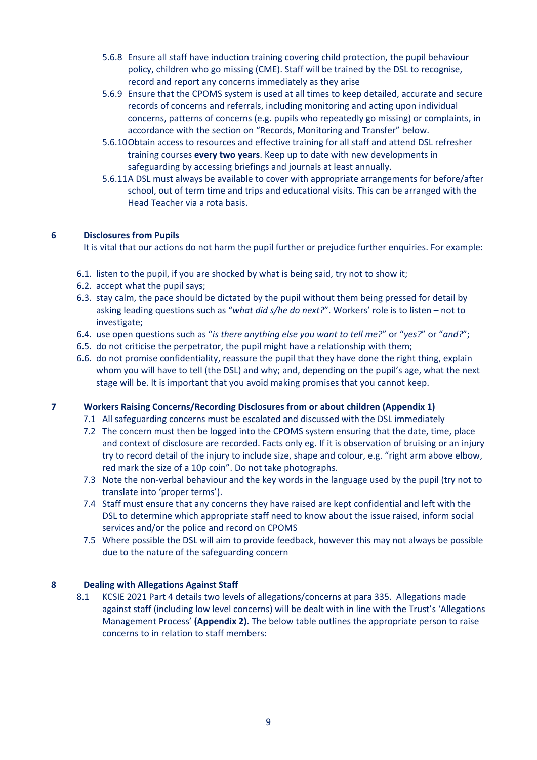5.6.8 Ensure all staff have induction training covering child protection, the pupil behaviour policy, children who go missing (CME). Staff will be trained by the DSL to recognise, record and report any concerns immediately as they arise

5.6.9 Ensure that the CPOMS system is used at all times to keep detailed, accurate and secure records of concerns and referrals, including monitoring and acting upon individual concerns, patterns of concerns (e.g. pupils who repeatedly go missing) or complaints, in accordance with the section on "Records, Monitoring and Transfer" below.

5.6.10 Obtain access to resources and effective training for all staff and attend DSL refresher training courses **every two years**. Keep up to date with new developments in safeguarding by accessing briefings and journals at least annually.

5.6.11 A DSL must always be available to cover with appropriate arrangements for before/after school, out of term time and trips and educational visits. This can be arranged with the Head Teacher via a rota basis.

## 6 Disclosures from Pupils

It is vital that our actions do not harm the pupil further or prejudice further enquiries. For example:

6.1. listen to the pupil, if you are shocked by what is being said, try not to show it;

6.2. accept what the pupil says;

6.3. stay calm, the pace should be dictated by the pupil without them being pressed for detail by asking leading questions such as "*what did s/he do next?*". Workers' role is to listen – not to investigate;

6.4. use open questions such as "*is there anything else you want to tell me?*" or "*yes?*" or "*and?*";

6.5. do not criticise the perpetrator, the pupil might have a relationship with them;

6.6. do not promise confidentiality, reassure the pupil that they have done the right thing, explain whom you will have to tell (the DSL) and why; and, depending on the pupil's age, what the next stage will be. It is important that you avoid making promises that you cannot keep.

## 7 Workers Raising Concerns/Recording Disclosures from or about children (Appendix 1)

7.1 All safeguarding concerns must be escalated and discussed with the DSL immediately

7.2 The concern must then be logged into the CPOMS system ensuring that the date, time, place and context of disclosure are recorded. Facts only eg. If it is observation of bruising or an injury try to record detail of the injury to include size, shape and colour, e.g. "right arm above elbow, red mark the size of a 10p coin". Do not take photographs.

7.3 Note the non-verbal behaviour and the key words in the language used by the pupil (try not to translate into 'proper terms').

7.4 Staff must ensure that any concerns they have raised are kept confidential and left with the DSL to determine which appropriate staff need to know about the issue raised, inform social services and/or the police and record on CPOMS

7.5 Where possible the DSL will aim to provide feedback, however this may not always be possible due to the nature of the safeguarding concern

## 8 Dealing with Allegations Against Staff

8.1 KCSIE 2021 Part 4 details two levels of allegations/concerns at para 335. Allegations made against staff (including low level concerns) will be dealt with in line with the Trust's 'Allegations Management Process' **(Appendix 2)**. The below table outlines the appropriate person to raise concerns to in relation to staff members: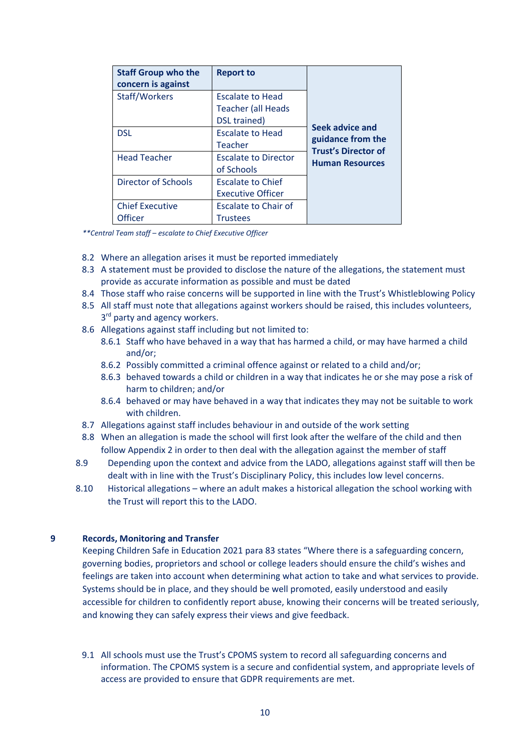| Staff Group who the concern is against | Report to | |
|---|---|---|
| Staff/Workers | Escalate to Head Teacher (all Heads DSL trained) | **Seek advice and guidance from the Trust's Director of Human Resources** |
| DSL | Escalate to Head Teacher | |
| Head Teacher | Escalate to Director of Schools | |
| Director of Schools | Escalate to Chief Executive Officer | |
| Chief Executive Officer | Escalate to Chair of Trustees | |

*\*\*Central Team staff – escalate to Chief Executive Officer*

8.2 Where an allegation arises it must be reported immediately

8.3 A statement must be provided to disclose the nature of the allegations, the statement must provide as accurate information as possible and must be dated

8.4 Those staff who raise concerns will be supported in line with the Trust's Whistleblowing Policy

8.5 All staff must note that allegations against workers should be raised, this includes volunteers, 3rd party and agency workers.

8.6 Allegations against staff including but not limited to:

- 8.6.1 Staff who have behaved in a way that has harmed a child, or may have harmed a child and/or;
- 8.6.2 Possibly committed a criminal offence against or related to a child and/or;
- 8.6.3 behaved towards a child or children in a way that indicates he or she may pose a risk of harm to children; and/or
- 8.6.4 behaved or may have behaved in a way that indicates they may not be suitable to work with children.

8.7 Allegations against staff includes behaviour in and outside of the work setting

8.8 When an allegation is made the school will first look after the welfare of the child and then follow Appendix 2 in order to then deal with the allegation against the member of staff

8.9 Depending upon the context and advice from the LADO, allegations against staff will then be dealt with in line with the Trust's Disciplinary Policy, this includes low level concerns.

8.10 Historical allegations – where an adult makes a historical allegation the school working with the Trust will report this to the LADO.

## 9 Records, Monitoring and Transfer

Keeping Children Safe in Education 2021 para 83 states "Where there is a safeguarding concern, governing bodies, proprietors and school or college leaders should ensure the child's wishes and feelings are taken into account when determining what action to take and what services to provide. Systems should be in place, and they should be well promoted, easily understood and easily accessible for children to confidently report abuse, knowing their concerns will be treated seriously, and knowing they can safely express their views and give feedback.

9.1 All schools must use the Trust's CPOMS system to record all safeguarding concerns and information. The CPOMS system is a secure and confidential system, and appropriate levels of access are provided to ensure that GDPR requirements are met.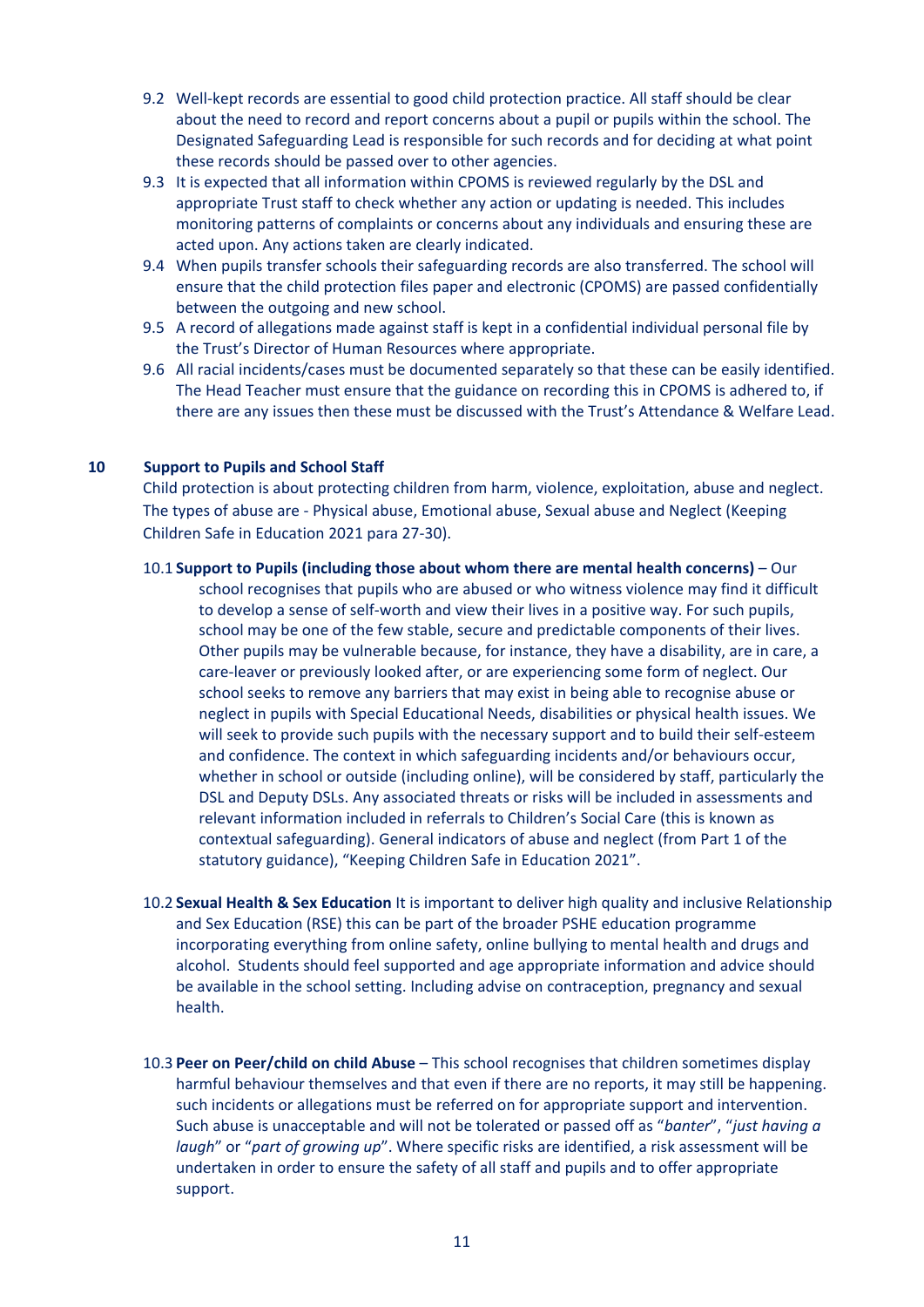9.2 Well-kept records are essential to good child protection practice. All staff should be clear about the need to record and report concerns about a pupil or pupils within the school. The Designated Safeguarding Lead is responsible for such records and for deciding at what point these records should be passed over to other agencies.

9.3 It is expected that all information within CPOMS is reviewed regularly by the DSL and appropriate Trust staff to check whether any action or updating is needed. This includes monitoring patterns of complaints or concerns about any individuals and ensuring these are acted upon. Any actions taken are clearly indicated.

9.4 When pupils transfer schools their safeguarding records are also transferred. The school will ensure that the child protection files paper and electronic (CPOMS) are passed confidentially between the outgoing and new school.

9.5 A record of allegations made against staff is kept in a confidential individual personal file by the Trust's Director of Human Resources where appropriate.

9.6 All racial incidents/cases must be documented separately so that these can be easily identified. The Head Teacher must ensure that the guidance on recording this in CPOMS is adhered to, if there are any issues then these must be discussed with the Trust's Attendance & Welfare Lead.

## 10 Support to Pupils and School Staff

Child protection is about protecting children from harm, violence, exploitation, abuse and neglect. The types of abuse are - Physical abuse, Emotional abuse, Sexual abuse and Neglect (Keeping Children Safe in Education 2021 para 27-30).

10.1 **Support to Pupils (including those about whom there are mental health concerns)** – Our school recognises that pupils who are abused or who witness violence may find it difficult to develop a sense of self-worth and view their lives in a positive way. For such pupils, school may be one of the few stable, secure and predictable components of their lives. Other pupils may be vulnerable because, for instance, they have a disability, are in care, a care-leaver or previously looked after, or are experiencing some form of neglect. Our school seeks to remove any barriers that may exist in being able to recognise abuse or neglect in pupils with Special Educational Needs, disabilities or physical health issues. We will seek to provide such pupils with the necessary support and to build their self-esteem and confidence. The context in which safeguarding incidents and/or behaviours occur, whether in school or outside (including online), will be considered by staff, particularly the DSL and Deputy DSLs. Any associated threats or risks will be included in assessments and relevant information included in referrals to Children's Social Care (this is known as contextual safeguarding). General indicators of abuse and neglect (from Part 1 of the statutory guidance), "Keeping Children Safe in Education 2021".

10.2 **Sexual Health & Sex Education** It is important to deliver high quality and inclusive Relationship and Sex Education (RSE) this can be part of the broader PSHE education programme incorporating everything from online safety, online bullying to mental health and drugs and alcohol. Students should feel supported and age appropriate information and advice should be available in the school setting. Including advise on contraception, pregnancy and sexual health.

10.3 **Peer on Peer/child on child Abuse** – This school recognises that children sometimes display harmful behaviour themselves and that even if there are no reports, it may still be happening. such incidents or allegations must be referred on for appropriate support and intervention. Such abuse is unacceptable and will not be tolerated or passed off as "*banter*", "*just having a laugh*" or "*part of growing up*". Where specific risks are identified, a risk assessment will be undertaken in order to ensure the safety of all staff and pupils and to offer appropriate support.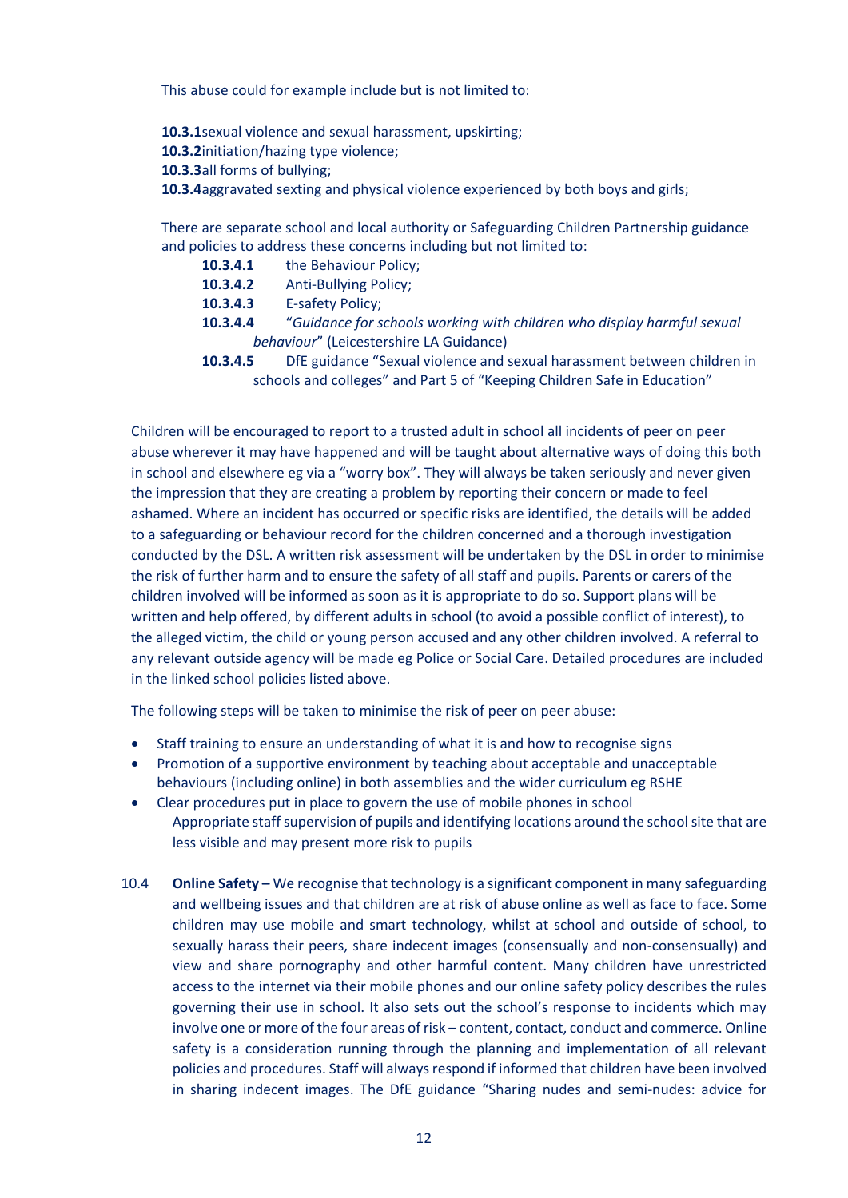This abuse could for example include but is not limited to:

**10.3.1** sexual violence and sexual harassment, upskirting;
**10.3.2** initiation/hazing type violence;
**10.3.3** all forms of bullying;
**10.3.4** aggravated sexting and physical violence experienced by both boys and girls;

There are separate school and local authority or Safeguarding Children Partnership guidance and policies to address these concerns including but not limited to:

- **10.3.4.1** the Behaviour Policy;
- **10.3.4.2** Anti-Bullying Policy;
- **10.3.4.3** E-safety Policy;
- **10.3.4.4** "*Guidance for schools working with children who display harmful sexual behaviour*" (Leicestershire LA Guidance)
- **10.3.4.5** DfE guidance "Sexual violence and sexual harassment between children in schools and colleges" and Part 5 of "Keeping Children Safe in Education"

Children will be encouraged to report to a trusted adult in school all incidents of peer on peer abuse wherever it may have happened and will be taught about alternative ways of doing this both in school and elsewhere eg via a "worry box". They will always be taken seriously and never given the impression that they are creating a problem by reporting their concern or made to feel ashamed. Where an incident has occurred or specific risks are identified, the details will be added to a safeguarding or behaviour record for the children concerned and a thorough investigation conducted by the DSL. A written risk assessment will be undertaken by the DSL in order to minimise the risk of further harm and to ensure the safety of all staff and pupils. Parents or carers of the children involved will be informed as soon as it is appropriate to do so. Support plans will be written and help offered, by different adults in school (to avoid a possible conflict of interest), to the alleged victim, the child or young person accused and any other children involved. A referral to any relevant outside agency will be made eg Police or Social Care. Detailed procedures are included in the linked school policies listed above.

The following steps will be taken to minimise the risk of peer on peer abuse:

- Staff training to ensure an understanding of what it is and how to recognise signs
- Promotion of a supportive environment by teaching about acceptable and unacceptable behaviours (including online) in both assemblies and the wider curriculum eg RSHE
- Clear procedures put in place to govern the use of mobile phones in school
  Appropriate staff supervision of pupils and identifying locations around the school site that are less visible and may present more risk to pupils

10.4 **Online Safety –** We recognise that technology is a significant component in many safeguarding and wellbeing issues and that children are at risk of abuse online as well as face to face. Some children may use mobile and smart technology, whilst at school and outside of school, to sexually harass their peers, share indecent images (consensually and non-consensually) and view and share pornography and other harmful content. Many children have unrestricted access to the internet via their mobile phones and our online safety policy describes the rules governing their use in school. It also sets out the school's response to incidents which may involve one or more of the four areas of risk – content, contact, conduct and commerce. Online safety is a consideration running through the planning and implementation of all relevant policies and procedures. Staff will always respond if informed that children have been involved in sharing indecent images. The DfE guidance "Sharing nudes and semi-nudes: advice for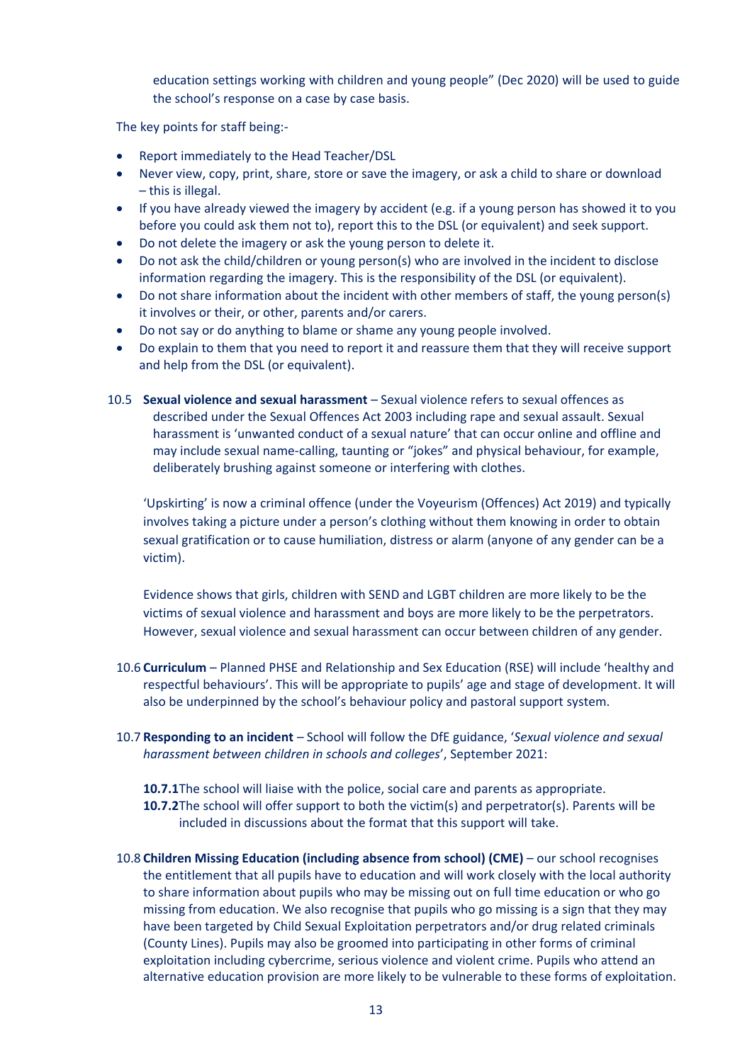education settings working with children and young people" (Dec 2020) will be used to guide the school's response on a case by case basis.

The key points for staff being:-

- Report immediately to the Head Teacher/DSL
- Never view, copy, print, share, store or save the imagery, or ask a child to share or download – this is illegal.
- If you have already viewed the imagery by accident (e.g. if a young person has showed it to you before you could ask them not to), report this to the DSL (or equivalent) and seek support.
- Do not delete the imagery or ask the young person to delete it.
- Do not ask the child/children or young person(s) who are involved in the incident to disclose information regarding the imagery. This is the responsibility of the DSL (or equivalent).
- Do not share information about the incident with other members of staff, the young person(s) it involves or their, or other, parents and/or carers.
- Do not say or do anything to blame or shame any young people involved.
- Do explain to them that you need to report it and reassure them that they will receive support and help from the DSL (or equivalent).

10.5 **Sexual violence and sexual harassment** – Sexual violence refers to sexual offences as described under the Sexual Offences Act 2003 including rape and sexual assault. Sexual harassment is 'unwanted conduct of a sexual nature' that can occur online and offline and may include sexual name-calling, taunting or "jokes" and physical behaviour, for example, deliberately brushing against someone or interfering with clothes.

'Upskirting' is now a criminal offence (under the Voyeurism (Offences) Act 2019) and typically involves taking a picture under a person's clothing without them knowing in order to obtain sexual gratification or to cause humiliation, distress or alarm (anyone of any gender can be a victim).

Evidence shows that girls, children with SEND and LGBT children are more likely to be the victims of sexual violence and harassment and boys are more likely to be the perpetrators. However, sexual violence and sexual harassment can occur between children of any gender.

10.6 **Curriculum** – Planned PHSE and Relationship and Sex Education (RSE) will include 'healthy and respectful behaviours'. This will be appropriate to pupils' age and stage of development. It will also be underpinned by the school's behaviour policy and pastoral support system.

10.7 **Responding to an incident** – School will follow the DfE guidance, '*Sexual violence and sexual harassment between children in schools and colleges*', September 2021:

**10.7.1** The school will liaise with the police, social care and parents as appropriate.

**10.7.2** The school will offer support to both the victim(s) and perpetrator(s). Parents will be included in discussions about the format that this support will take.

10.8 **Children Missing Education (including absence from school) (CME)** – our school recognises the entitlement that all pupils have to education and will work closely with the local authority to share information about pupils who may be missing out on full time education or who go missing from education. We also recognise that pupils who go missing is a sign that they may have been targeted by Child Sexual Exploitation perpetrators and/or drug related criminals (County Lines). Pupils may also be groomed into participating in other forms of criminal exploitation including cybercrime, serious violence and violent crime. Pupils who attend an alternative education provision are more likely to be vulnerable to these forms of exploitation.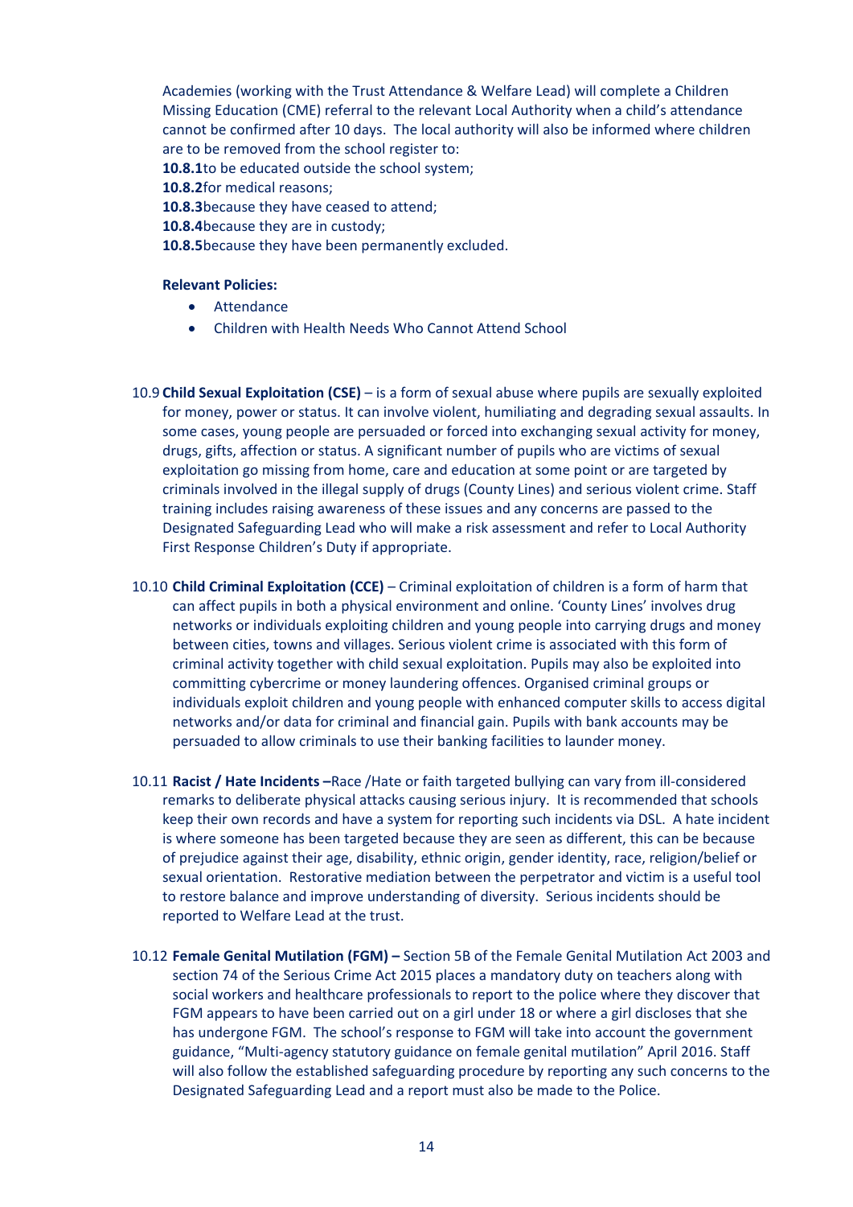Academies (working with the Trust Attendance & Welfare Lead) will complete a Children Missing Education (CME) referral to the relevant Local Authority when a child's attendance cannot be confirmed after 10 days. The local authority will also be informed where children are to be removed from the school register to:

**10.8.1**to be educated outside the school system;
**10.8.2**for medical reasons;
**10.8.3**because they have ceased to attend;
**10.8.4**because they are in custody;
**10.8.5**because they have been permanently excluded.

**Relevant Policies:**

- Attendance
- Children with Health Needs Who Cannot Attend School

10.9 **Child Sexual Exploitation (CSE)** – is a form of sexual abuse where pupils are sexually exploited for money, power or status. It can involve violent, humiliating and degrading sexual assaults. In some cases, young people are persuaded or forced into exchanging sexual activity for money, drugs, gifts, affection or status. A significant number of pupils who are victims of sexual exploitation go missing from home, care and education at some point or are targeted by criminals involved in the illegal supply of drugs (County Lines) and serious violent crime. Staff training includes raising awareness of these issues and any concerns are passed to the Designated Safeguarding Lead who will make a risk assessment and refer to Local Authority First Response Children's Duty if appropriate.

10.10 **Child Criminal Exploitation (CCE)** – Criminal exploitation of children is a form of harm that can affect pupils in both a physical environment and online. 'County Lines' involves drug networks or individuals exploiting children and young people into carrying drugs and money between cities, towns and villages. Serious violent crime is associated with this form of criminal activity together with child sexual exploitation. Pupils may also be exploited into committing cybercrime or money laundering offences. Organised criminal groups or individuals exploit children and young people with enhanced computer skills to access digital networks and/or data for criminal and financial gain. Pupils with bank accounts may be persuaded to allow criminals to use their banking facilities to launder money.

10.11 **Racist / Hate Incidents –**Race /Hate or faith targeted bullying can vary from ill-considered remarks to deliberate physical attacks causing serious injury. It is recommended that schools keep their own records and have a system for reporting such incidents via DSL. A hate incident is where someone has been targeted because they are seen as different, this can be because of prejudice against their age, disability, ethnic origin, gender identity, race, religion/belief or sexual orientation. Restorative mediation between the perpetrator and victim is a useful tool to restore balance and improve understanding of diversity. Serious incidents should be reported to Welfare Lead at the trust.

10.12 **Female Genital Mutilation (FGM) –** Section 5B of the Female Genital Mutilation Act 2003 and section 74 of the Serious Crime Act 2015 places a mandatory duty on teachers along with social workers and healthcare professionals to report to the police where they discover that FGM appears to have been carried out on a girl under 18 or where a girl discloses that she has undergone FGM. The school's response to FGM will take into account the government guidance, "Multi-agency statutory guidance on female genital mutilation" April 2016. Staff will also follow the established safeguarding procedure by reporting any such concerns to the Designated Safeguarding Lead and a report must also be made to the Police.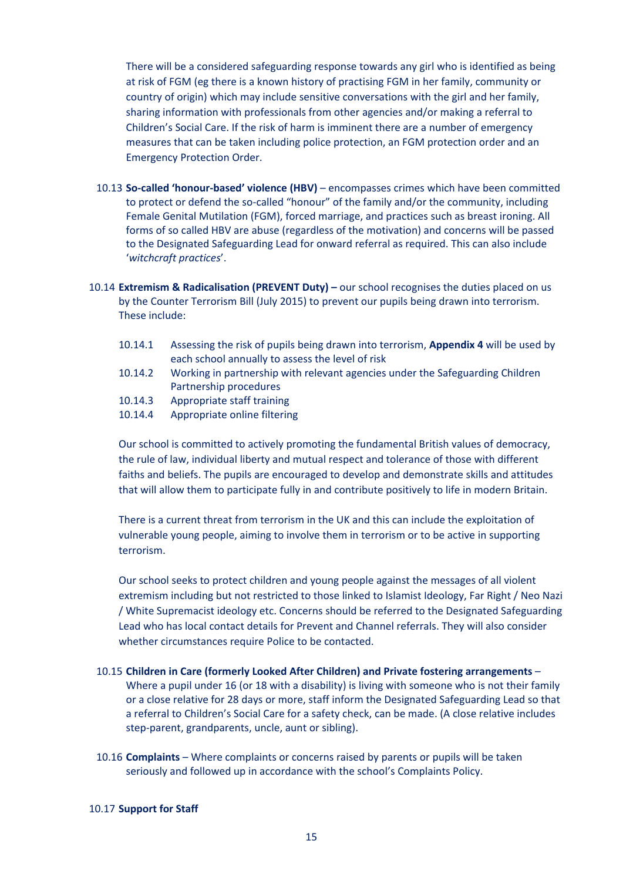There will be a considered safeguarding response towards any girl who is identified as being at risk of FGM (eg there is a known history of practising FGM in her family, community or country of origin) which may include sensitive conversations with the girl and her family, sharing information with professionals from other agencies and/or making a referral to Children's Social Care. If the risk of harm is imminent there are a number of emergency measures that can be taken including police protection, an FGM protection order and an Emergency Protection Order.

10.13 **So-called 'honour-based' violence (HBV)** – encompasses crimes which have been committed to protect or defend the so-called "honour" of the family and/or the community, including Female Genital Mutilation (FGM), forced marriage, and practices such as breast ironing. All forms of so called HBV are abuse (regardless of the motivation) and concerns will be passed to the Designated Safeguarding Lead for onward referral as required. This can also include '*witchcraft practices*'.

10.14 **Extremism & Radicalisation (PREVENT Duty) –** our school recognises the duties placed on us by the Counter Terrorism Bill (July 2015) to prevent our pupils being drawn into terrorism. These include:

- 10.14.1 Assessing the risk of pupils being drawn into terrorism, **Appendix 4** will be used by each school annually to assess the level of risk
- 10.14.2 Working in partnership with relevant agencies under the Safeguarding Children Partnership procedures
- 10.14.3 Appropriate staff training
- 10.14.4 Appropriate online filtering

Our school is committed to actively promoting the fundamental British values of democracy, the rule of law, individual liberty and mutual respect and tolerance of those with different faiths and beliefs. The pupils are encouraged to develop and demonstrate skills and attitudes that will allow them to participate fully in and contribute positively to life in modern Britain.

There is a current threat from terrorism in the UK and this can include the exploitation of vulnerable young people, aiming to involve them in terrorism or to be active in supporting terrorism.

Our school seeks to protect children and young people against the messages of all violent extremism including but not restricted to those linked to Islamist Ideology, Far Right / Neo Nazi / White Supremacist ideology etc. Concerns should be referred to the Designated Safeguarding Lead who has local contact details for Prevent and Channel referrals. They will also consider whether circumstances require Police to be contacted.

10.15 **Children in Care (formerly Looked After Children) and Private fostering arrangements** – Where a pupil under 16 (or 18 with a disability) is living with someone who is not their family or a close relative for 28 days or more, staff inform the Designated Safeguarding Lead so that a referral to Children's Social Care for a safety check, can be made. (A close relative includes step-parent, grandparents, uncle, aunt or sibling).

10.16 **Complaints** – Where complaints or concerns raised by parents or pupils will be taken seriously and followed up in accordance with the school's Complaints Policy.

10.17 **Support for Staff**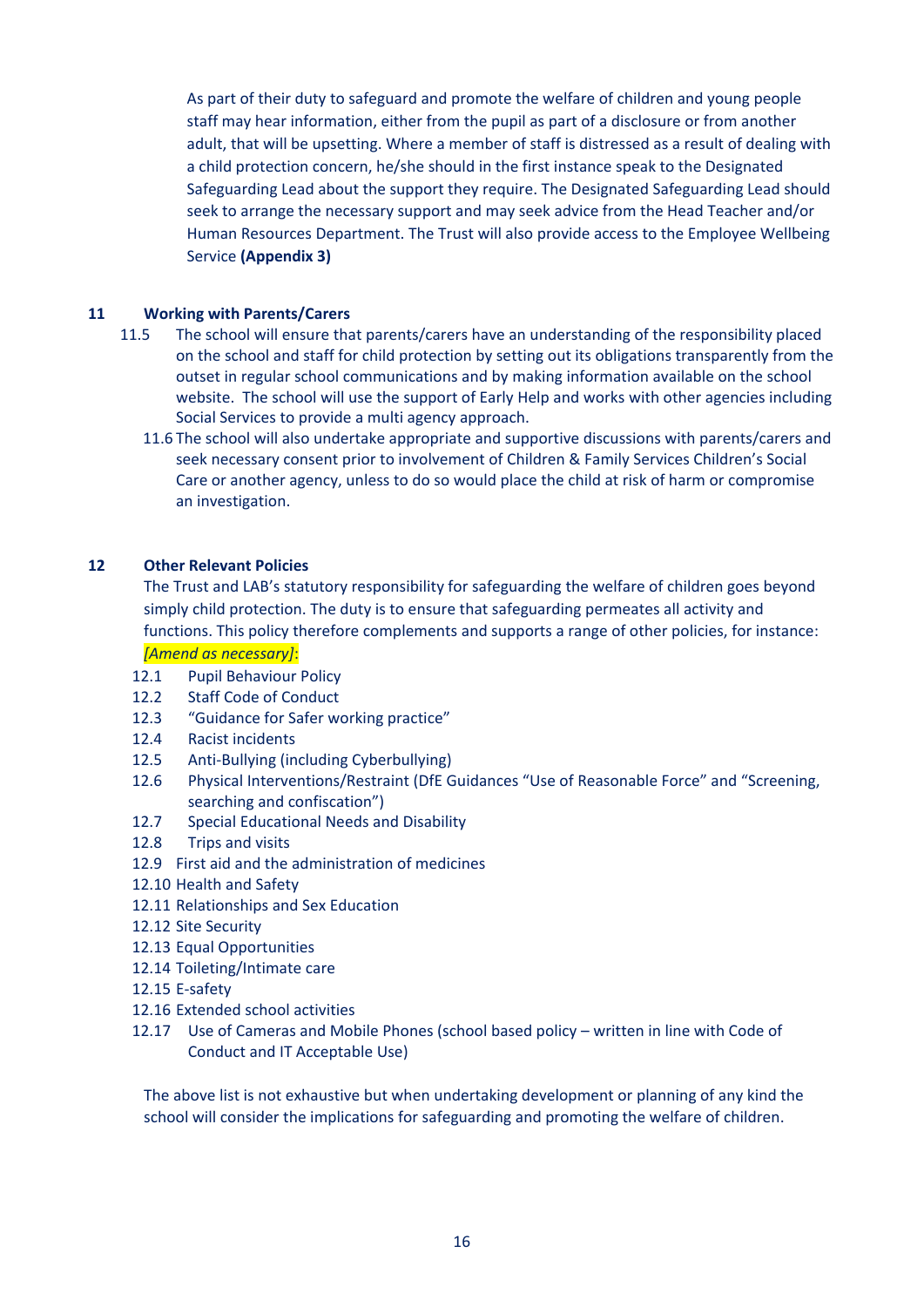As part of their duty to safeguard and promote the welfare of children and young people staff may hear information, either from the pupil as part of a disclosure or from another adult, that will be upsetting. Where a member of staff is distressed as a result of dealing with a child protection concern, he/she should in the first instance speak to the Designated Safeguarding Lead about the support they require. The Designated Safeguarding Lead should seek to arrange the necessary support and may seek advice from the Head Teacher and/or Human Resources Department. The Trust will also provide access to the Employee Wellbeing Service **(Appendix 3)**

## 11 Working with Parents/Carers

11.5 The school will ensure that parents/carers have an understanding of the responsibility placed on the school and staff for child protection by setting out its obligations transparently from the outset in regular school communications and by making information available on the school website. The school will use the support of Early Help and works with other agencies including Social Services to provide a multi agency approach.

11.6 The school will also undertake appropriate and supportive discussions with parents/carers and seek necessary consent prior to involvement of Children & Family Services Children's Social Care or another agency, unless to do so would place the child at risk of harm or compromise an investigation.

## 12 Other Relevant Policies

The Trust and LAB's statutory responsibility for safeguarding the welfare of children goes beyond simply child protection. The duty is to ensure that safeguarding permeates all activity and functions. This policy therefore complements and supports a range of other policies, for instance: *[Amend as necessary]*:

12.1 Pupil Behaviour Policy
12.2 Staff Code of Conduct
12.3 "Guidance for Safer working practice"
12.4 Racist incidents
12.5 Anti-Bullying (including Cyberbullying)
12.6 Physical Interventions/Restraint (DfE Guidances "Use of Reasonable Force" and "Screening, searching and confiscation")
12.7 Special Educational Needs and Disability
12.8 Trips and visits
12.9 First aid and the administration of medicines
12.10 Health and Safety
12.11 Relationships and Sex Education
12.12 Site Security
12.13 Equal Opportunities
12.14 Toileting/Intimate care
12.15 E-safety
12.16 Extended school activities
12.17 Use of Cameras and Mobile Phones (school based policy – written in line with Code of Conduct and IT Acceptable Use)

The above list is not exhaustive but when undertaking development or planning of any kind the school will consider the implications for safeguarding and promoting the welfare of children.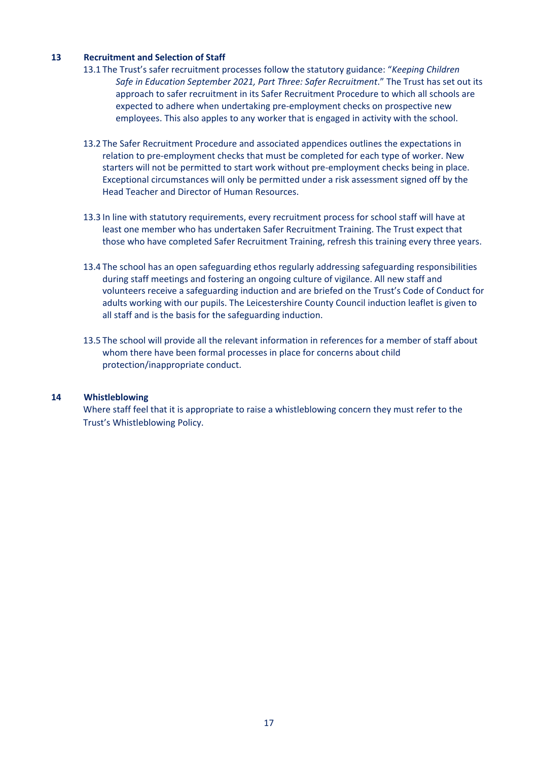## 13 Recruitment and Selection of Staff

13.1 The Trust's safer recruitment processes follow the statutory guidance: "*Keeping Children Safe in Education September 2021, Part Three: Safer Recruitment*." The Trust has set out its approach to safer recruitment in its Safer Recruitment Procedure to which all schools are expected to adhere when undertaking pre-employment checks on prospective new employees. This also apples to any worker that is engaged in activity with the school.

13.2 The Safer Recruitment Procedure and associated appendices outlines the expectations in relation to pre-employment checks that must be completed for each type of worker. New starters will not be permitted to start work without pre-employment checks being in place. Exceptional circumstances will only be permitted under a risk assessment signed off by the Head Teacher and Director of Human Resources.

13.3 In line with statutory requirements, every recruitment process for school staff will have at least one member who has undertaken Safer Recruitment Training. The Trust expect that those who have completed Safer Recruitment Training, refresh this training every three years.

13.4 The school has an open safeguarding ethos regularly addressing safeguarding responsibilities during staff meetings and fostering an ongoing culture of vigilance. All new staff and volunteers receive a safeguarding induction and are briefed on the Trust's Code of Conduct for adults working with our pupils. The Leicestershire County Council induction leaflet is given to all staff and is the basis for the safeguarding induction.

13.5 The school will provide all the relevant information in references for a member of staff about whom there have been formal processes in place for concerns about child protection/inappropriate conduct.

## 14 Whistleblowing

Where staff feel that it is appropriate to raise a whistleblowing concern they must refer to the Trust's Whistleblowing Policy.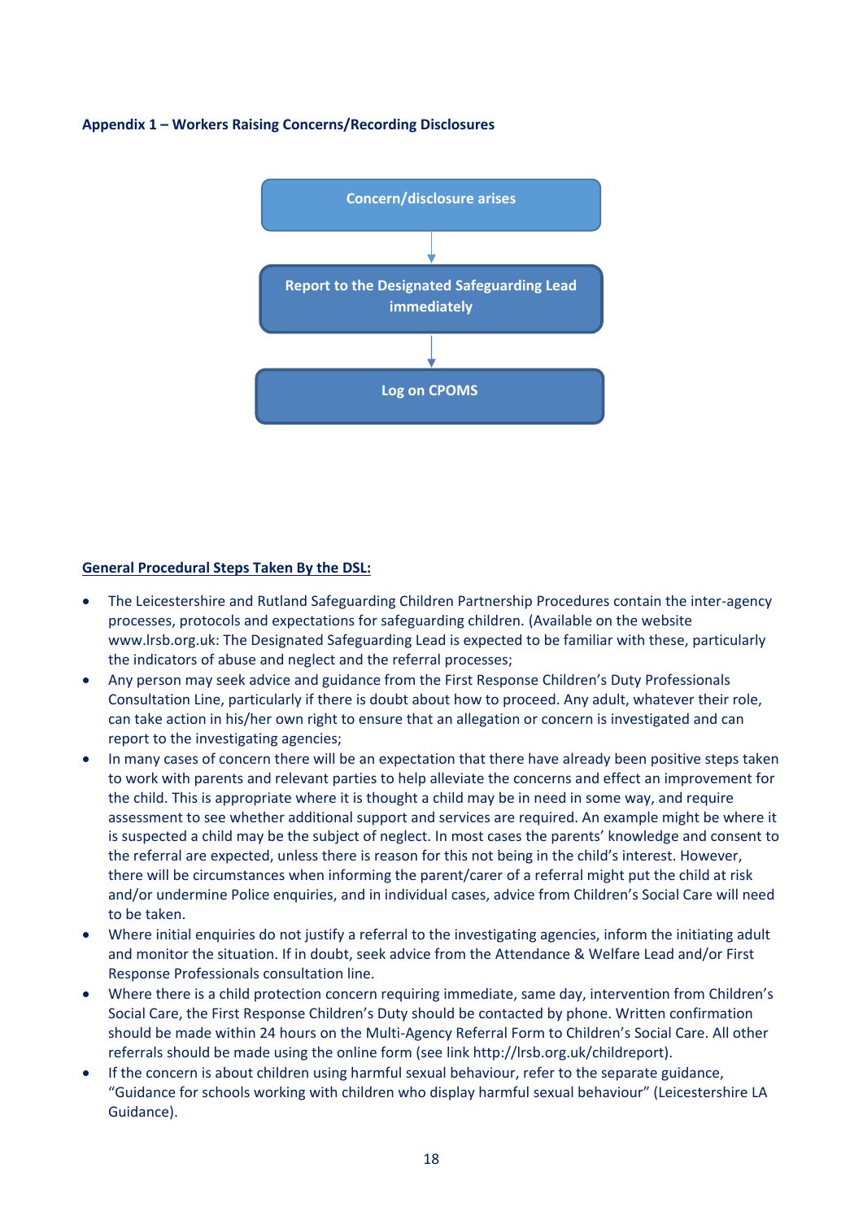**Appendix 1 – Workers Raising Concerns/Recording Disclosures**

Concern/disclosure arises

↓

Report to the Designated Safeguarding Lead immediately

↓

Log on CPOMS

**General Procedural Steps Taken By the DSL:**

- The Leicestershire and Rutland Safeguarding Children Partnership Procedures contain the inter-agency processes, protocols and expectations for safeguarding children. (Available on the website www.lrsb.org.uk: The Designated Safeguarding Lead is expected to be familiar with these, particularly the indicators of abuse and neglect and the referral processes;
- Any person may seek advice and guidance from the First Response Children's Duty Professionals Consultation Line, particularly if there is doubt about how to proceed. Any adult, whatever their role, can take action in his/her own right to ensure that an allegation or concern is investigated and can report to the investigating agencies;
- In many cases of concern there will be an expectation that there have already been positive steps taken to work with parents and relevant parties to help alleviate the concerns and effect an improvement for the child. This is appropriate where it is thought a child may be in need in some way, and require assessment to see whether additional support and services are required. An example might be where it is suspected a child may be the subject of neglect. In most cases the parents' knowledge and consent to the referral are expected, unless there is reason for this not being in the child's interest. However, there will be circumstances when informing the parent/carer of a referral might put the child at risk and/or undermine Police enquiries, and in individual cases, advice from Children's Social Care will need to be taken.
- Where initial enquiries do not justify a referral to the investigating agencies, inform the initiating adult and monitor the situation. If in doubt, seek advice from the Attendance & Welfare Lead and/or First Response Professionals consultation line.
- Where there is a child protection concern requiring immediate, same day, intervention from Children's Social Care, the First Response Children's Duty should be contacted by phone. Written confirmation should be made within 24 hours on the Multi-Agency Referral Form to Children's Social Care. All other referrals should be made using the online form (see link http://lrsb.org.uk/childreport).
- If the concern is about children using harmful sexual behaviour, refer to the separate guidance, "Guidance for schools working with children who display harmful sexual behaviour" (Leicestershire LA Guidance).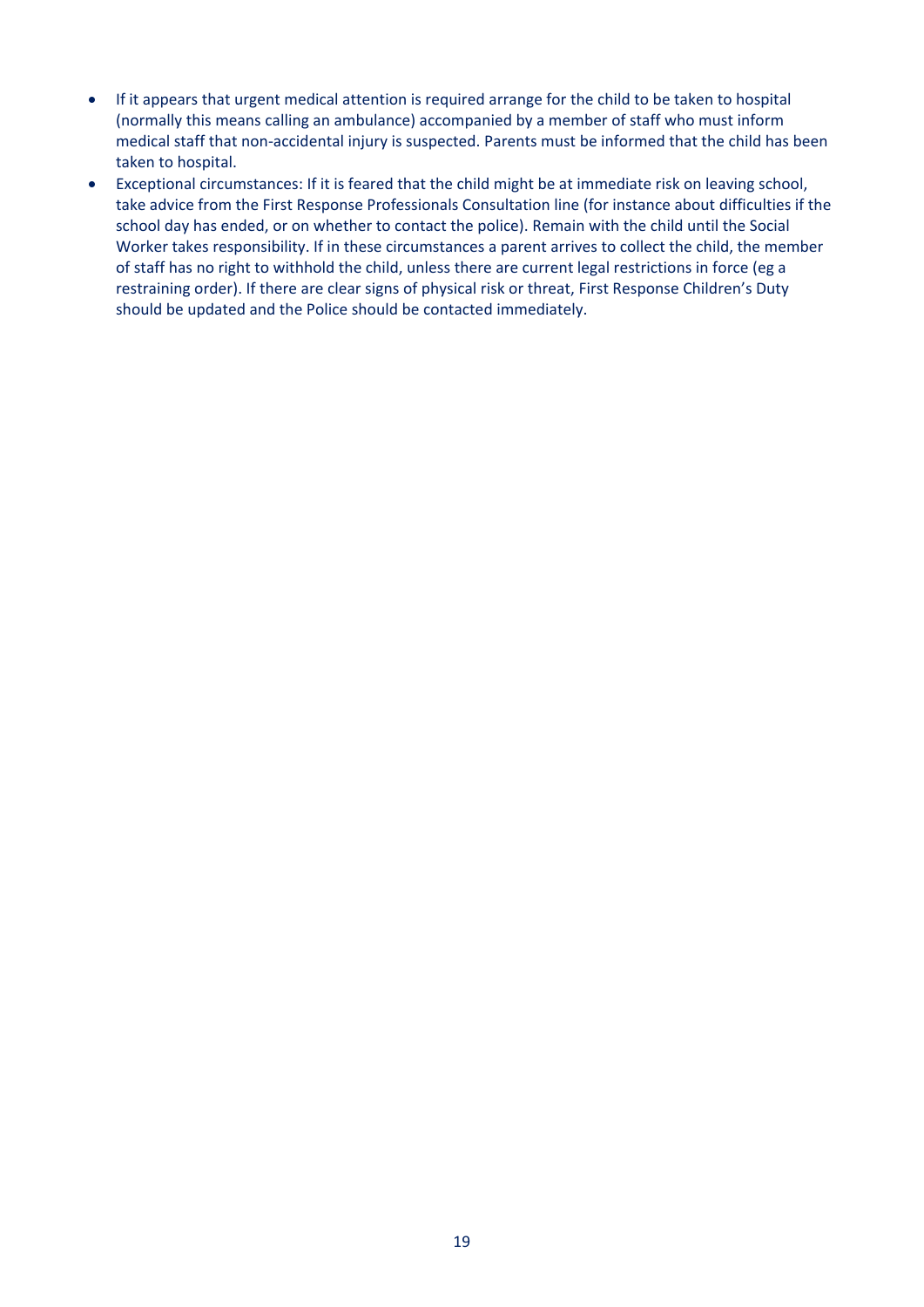- If it appears that urgent medical attention is required arrange for the child to be taken to hospital (normally this means calling an ambulance) accompanied by a member of staff who must inform medical staff that non-accidental injury is suspected. Parents must be informed that the child has been taken to hospital.
- Exceptional circumstances: If it is feared that the child might be at immediate risk on leaving school, take advice from the First Response Professionals Consultation line (for instance about difficulties if the school day has ended, or on whether to contact the police). Remain with the child until the Social Worker takes responsibility. If in these circumstances a parent arrives to collect the child, the member of staff has no right to withhold the child, unless there are current legal restrictions in force (eg a restraining order). If there are clear signs of physical risk or threat, First Response Children's Duty should be updated and the Police should be contacted immediately.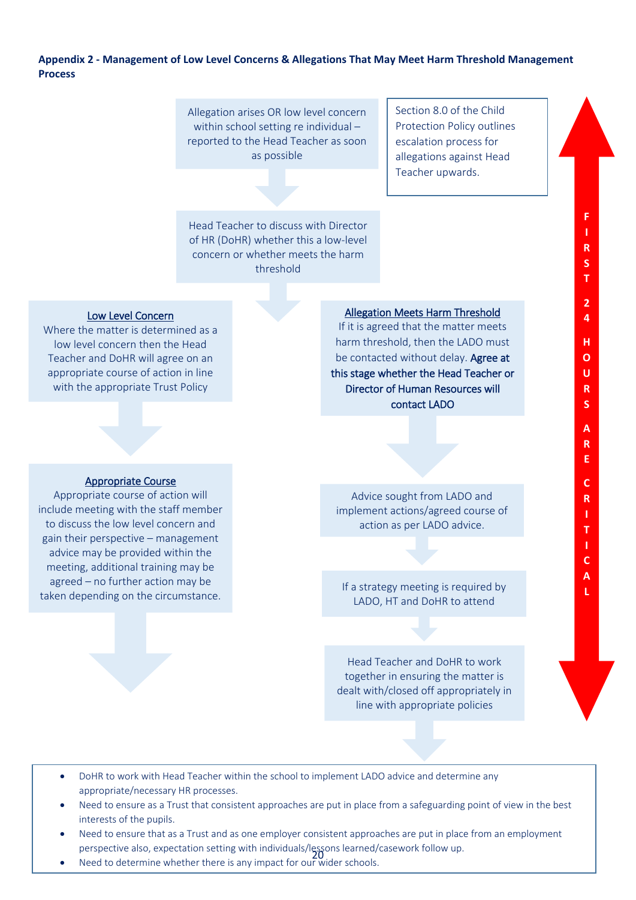**Appendix 2 - Management of Low Level Concerns & Allegations That May Meet Harm Threshold Management Process**

Allegation arises OR low level concern within school setting re individual – reported to the Head Teacher as soon as possible

Section 8.0 of the Child Protection Policy outlines escalation process for allegations against Head Teacher upwards.

Head Teacher to discuss with Director of HR (DoHR) whether this a low-level concern or whether meets the harm threshold

**Low Level Concern**
Where the matter is determined as a low level concern then the Head Teacher and DoHR will agree on an appropriate course of action in line with the appropriate Trust Policy

**Appropriate Course**
Appropriate course of action will include meeting with the staff member to discuss the low level concern and gain their perspective – management advice may be provided within the meeting, additional training may be agreed – no further action may be taken depending on the circumstance.

**Allegation Meets Harm Threshold**
If it is agreed that the matter meets harm threshold, then the LADO must be contacted without delay. Agree at this stage whether the Head Teacher or Director of Human Resources will contact LADO

Advice sought from LADO and implement actions/agreed course of action as per LADO advice.

If a strategy meeting is required by LADO, HT and DoHR to attend

Head Teacher and DoHR to work together in ensuring the matter is dealt with/closed off appropriately in line with appropriate policies

FIRST 24 HOURS ARE CRITICAL

- DoHR to work with Head Teacher within the school to implement LADO advice and determine any appropriate/necessary HR processes.
- Need to ensure as a Trust that consistent approaches are put in place from a safeguarding point of view in the best interests of the pupils.
- Need to ensure that as a Trust and as one employer consistent approaches are put in place from an employment perspective also, expectation setting with individuals/lessons learned/casework follow up.
- Need to determine whether there is any impact for our wider schools.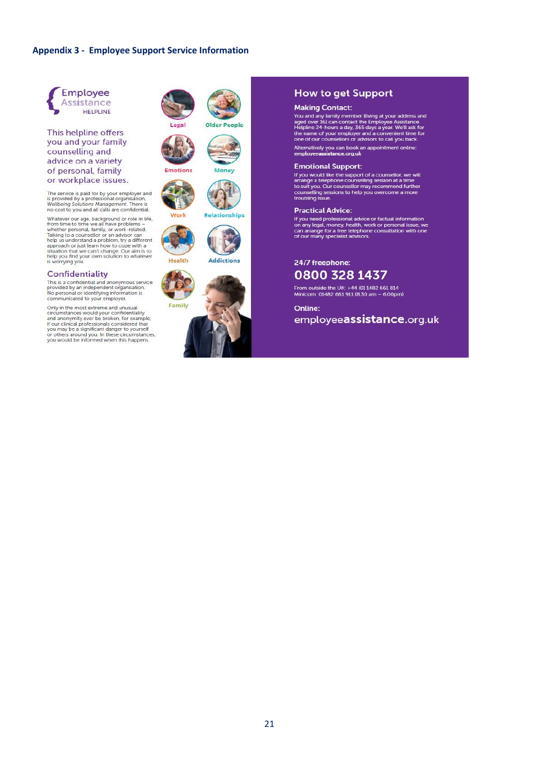## Appendix 3 - Employee Support Service Information

Employee Assistance HELPLINE

This helpline offers you and your family counselling and advice on a variety of personal, family or workplace issues.

The service is paid for by your employer and is provided by a professional organisation, *Wellbeing Solutions Management*. There is no cost to you and all calls are confidential.

Whatever our age, background or role in life, from time to time we all have problems – whether personal, family, or work-related. Talking to a counsellor or an advisor can help us understand a problem, try a different approach or just learn how to cope with a situation that we can't change. Our aim is to help you find your own solution to whatever is worrying you.

### Confidentiality

This is a confidential and anonymous service provided by an independent organisation. No personal or identifying information is communicated to your employer.

Only in the most extreme and unusual circumstances would your confidentiality and anonymity ever be broken, for example, if our clinical professionals considered that you may be a significant danger to yourself or others around you. In these circumstances, you would be informed when this happens.

Legal, Older People, Emotions, Money, Work, Relationships, Health, Addictions, Family

## How to get Support

### Making Contact:

You and any family member (living at your address and aged over 16) can contact the Employee Assistance Helpline 24-hours a day, 365 days a year. We'll ask for the name of your employer and a convenient time for one of our counsellors or advisors to call you back.

Alternatively you can book an appointment online: **employeeassistance.org.uk**

### Emotional Support:

If you would like the support of a counsellor, we will arrange a telephone counselling session at a time to suit you. Our counsellor may recommend further counselling sessions to help you overcome a more troubling issue.

### Practical Advice:

If you need professional advice or factual information on any legal, money, health, work or personal issue, we can arrange for a free telephone consultation with one of our many specialist advisors.

**24/7 freephone:**

**0800 328 1437**

From outside the UK: +44 (0) 1482 661 814
Minicom: 01482 661 911 (8.30 am – 6.00pm)

**Online:**

employee**assistance**.org.uk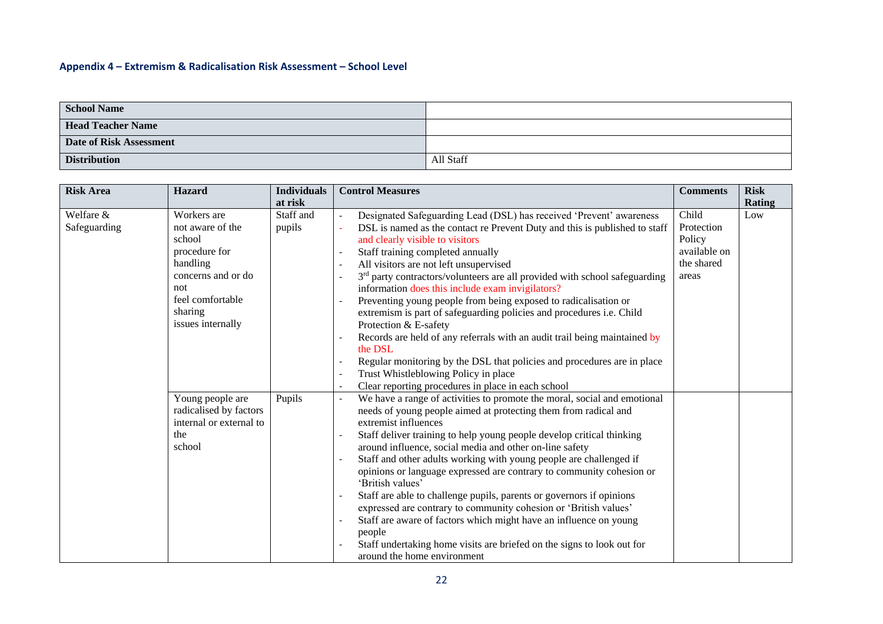### Appendix 4 – Extremism & Radicalisation Risk Assessment – School Level

| **School Name** | |
|---|---|
| **Head Teacher Name** | |
| **Date of Risk Assessment** | |
| **Distribution** | All Staff |

| **Risk Area** | **Hazard** | **Individuals at risk** | **Control Measures** | **Comments** | **Risk Rating** |
|---|---|---|---|---|---|
| Welfare & Safeguarding | Workers are not aware of the school procedure for handling concerns and or do not feel comfortable sharing issues internally | Staff and pupils | - Designated Safeguarding Lead (DSL) has received 'Prevent' awareness<br>- DSL is named as the contact re Prevent Duty and this is published to staff and clearly visible to visitors<br>- Staff training completed annually<br>- All visitors are not left unsupervised<br>- 3rd party contractors/volunteers are all provided with school safeguarding information does this include exam invigilators?<br>- Preventing young people from being exposed to radicalisation or extremism is part of safeguarding policies and procedures i.e. Child Protection & E-safety<br>- Records are held of any referrals with an audit trail being maintained by the DSL<br>- Regular monitoring by the DSL that policies and procedures are in place<br>- Trust Whistleblowing Policy in place<br>- Clear reporting procedures in place in each school | Child Protection Policy available on the shared areas | Low |
| | Young people are radicalised by factors internal or external to the school | Pupils | - We have a range of activities to promote the moral, social and emotional needs of young people aimed at protecting them from radical and extremist influences<br>- Staff deliver training to help young people develop critical thinking around influence, social media and other on-line safety<br>- Staff and other adults working with young people are challenged if opinions or language expressed are contrary to community cohesion or 'British values'<br>- Staff are able to challenge pupils, parents or governors if opinions expressed are contrary to community cohesion or 'British values'<br>- Staff are aware of factors which might have an influence on young people<br>- Staff undertaking home visits are briefed on the signs to look out for around the home environment | | |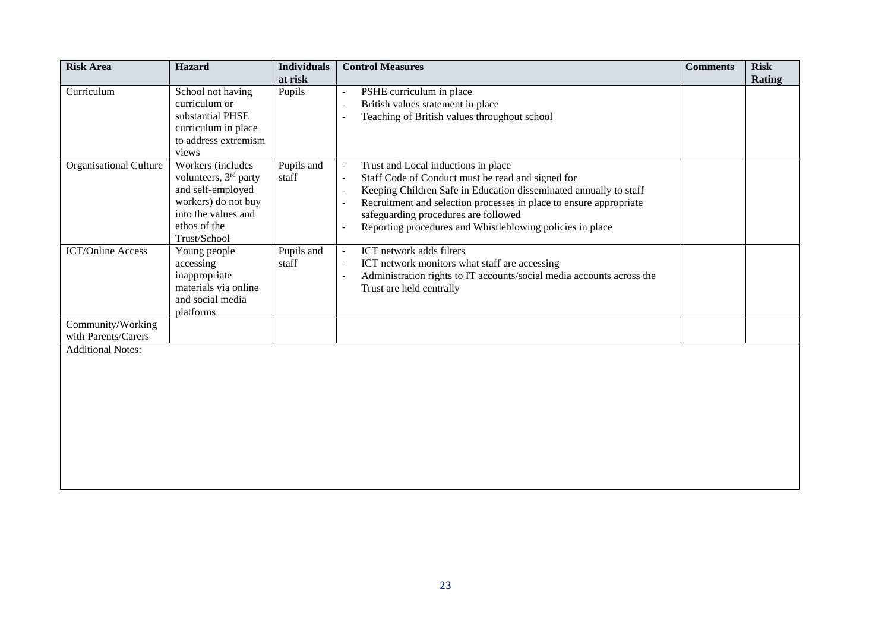| Risk Area | Hazard | Individuals at risk | Control Measures | Comments | Risk Rating |
| --- | --- | --- | --- | --- | --- |
| Curriculum | School not having curriculum or substantial PHSE curriculum in place to address extremism views | Pupils | - PSHE curriculum in place<br>- British values statement in place<br>- Teaching of British values throughout school | | |
| Organisational Culture | Workers (includes volunteers, 3rd party and self-employed workers) do not buy into the values and ethos of the Trust/School | Pupils and staff | - Trust and Local inductions in place<br>- Staff Code of Conduct must be read and signed for<br>- Keeping Children Safe in Education disseminated annually to staff<br>- Recruitment and selection processes in place to ensure appropriate safeguarding procedures are followed<br>- Reporting procedures and Whistleblowing policies in place | | |
| ICT/Online Access | Young people accessing inappropriate materials via online and social media platforms | Pupils and staff | - ICT network adds filters<br>- ICT network monitors what staff are accessing<br>- Administration rights to IT accounts/social media accounts across the Trust are held centrally | | |
| Community/Working with Parents/Carers | | | | | |

Additional Notes: